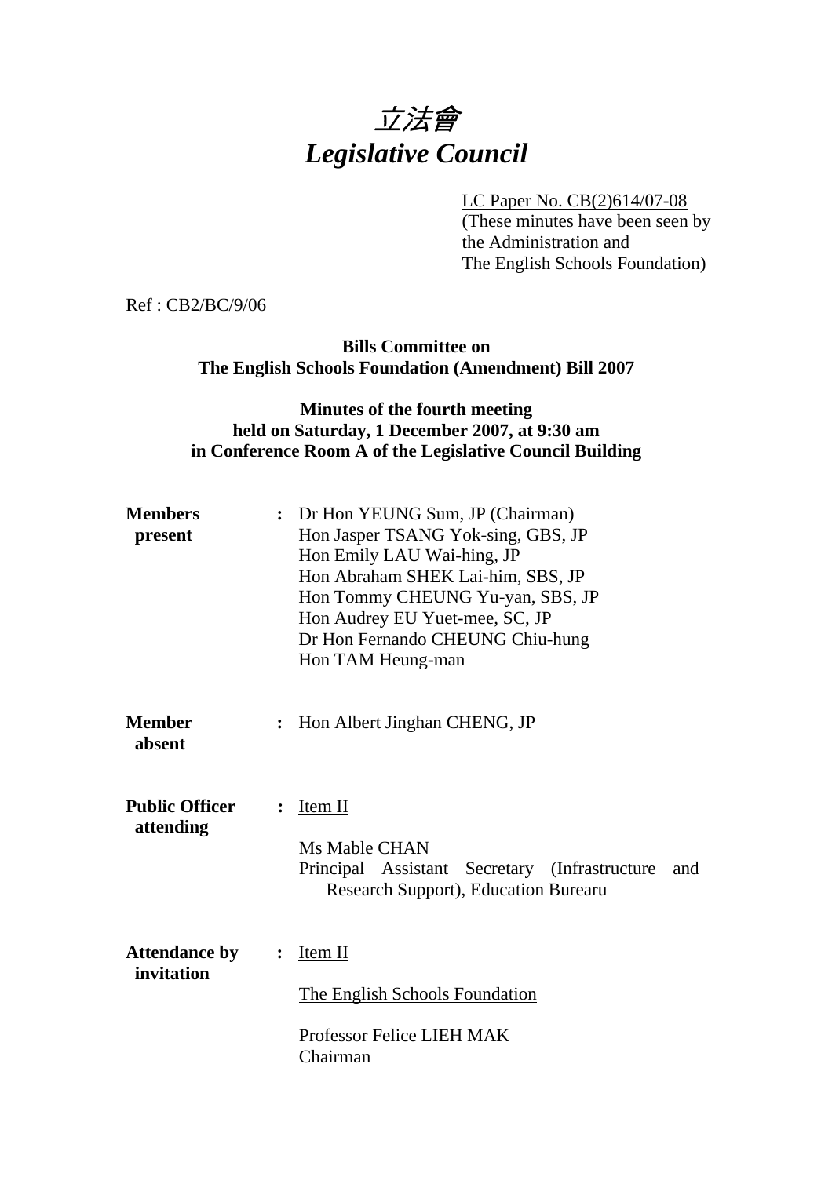# 立法會
# *Legislative Council*

LC Paper No. CB(2)614/07-08
(These minutes have been seen by the Administration and The English Schools Foundation)

Ref : CB2/BC/9/06

**Bills Committee on**
**The English Schools Foundation (Amendment) Bill 2007**

**Minutes of the fourth meeting**
**held on Saturday, 1 December 2007, at 9:30 am**
**in Conference Room A of the Legislative Council Building**

**Members present** : Dr Hon YEUNG Sum, JP (Chairman)
Hon Jasper TSANG Yok-sing, GBS, JP
Hon Emily LAU Wai-hing, JP
Hon Abraham SHEK Lai-him, SBS, JP
Hon Tommy CHEUNG Yu-yan, SBS, JP
Hon Audrey EU Yuet-mee, SC, JP
Dr Hon Fernando CHEUNG Chiu-hung
Hon TAM Heung-man

**Member absent** : Hon Albert Jinghan CHENG, JP

**Public Officer attending** : Item II

Ms Mable CHAN
Principal Assistant Secretary (Infrastructure and Research Support), Education Bureau

**Attendance by invitation** : Item II

The English Schools Foundation

Professor Felice LIEH MAK
Chairman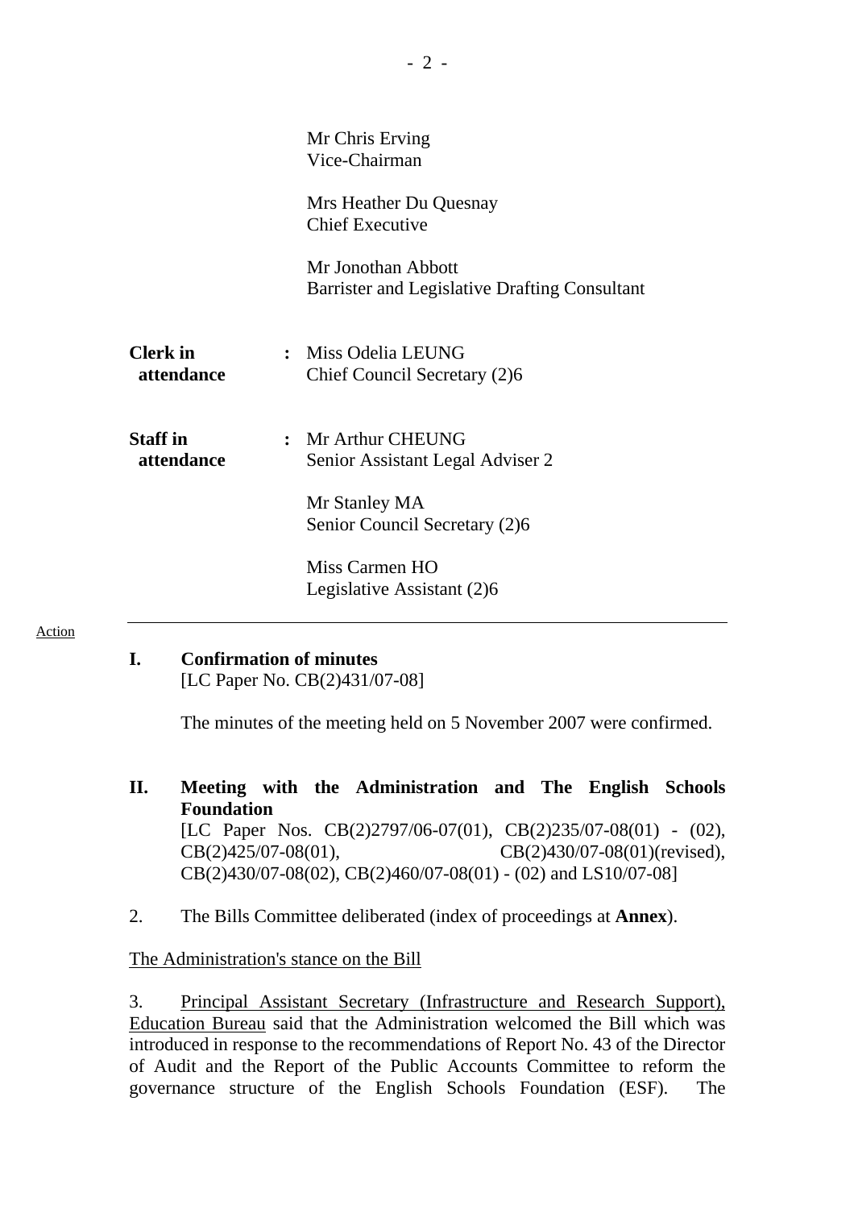Mr Chris Erving
Vice-Chairman

Mrs Heather Du Quesnay
Chief Executive

Mr Jonothan Abbott
Barrister and Legislative Drafting Consultant

**Clerk in attendance** : Miss Odelia LEUNG
Chief Council Secretary (2)6

**Staff in attendance** : Mr Arthur CHEUNG
Senior Assistant Legal Adviser 2

Mr Stanley MA
Senior Council Secretary (2)6

Miss Carmen HO
Legislative Assistant (2)6

Action

---

## I. Confirmation of minutes

[LC Paper No. CB(2)431/07-08]

The minutes of the meeting held on 5 November 2007 were confirmed.

## II. Meeting with the Administration and The English Schools Foundation

[LC Paper Nos. CB(2)2797/06-07(01), CB(2)235/07-08(01) - (02), CB(2)425/07-08(01), CB(2)430/07-08(01)(revised), CB(2)430/07-08(02), CB(2)460/07-08(01) - (02) and LS10/07-08]

2. The Bills Committee deliberated (index of proceedings at **Annex**).

The Administration's stance on the Bill

3. Principal Assistant Secretary (Infrastructure and Research Support), Education Bureau said that the Administration welcomed the Bill which was introduced in response to the recommendations of Report No. 43 of the Director of Audit and the Report of the Public Accounts Committee to reform the governance structure of the English Schools Foundation (ESF). The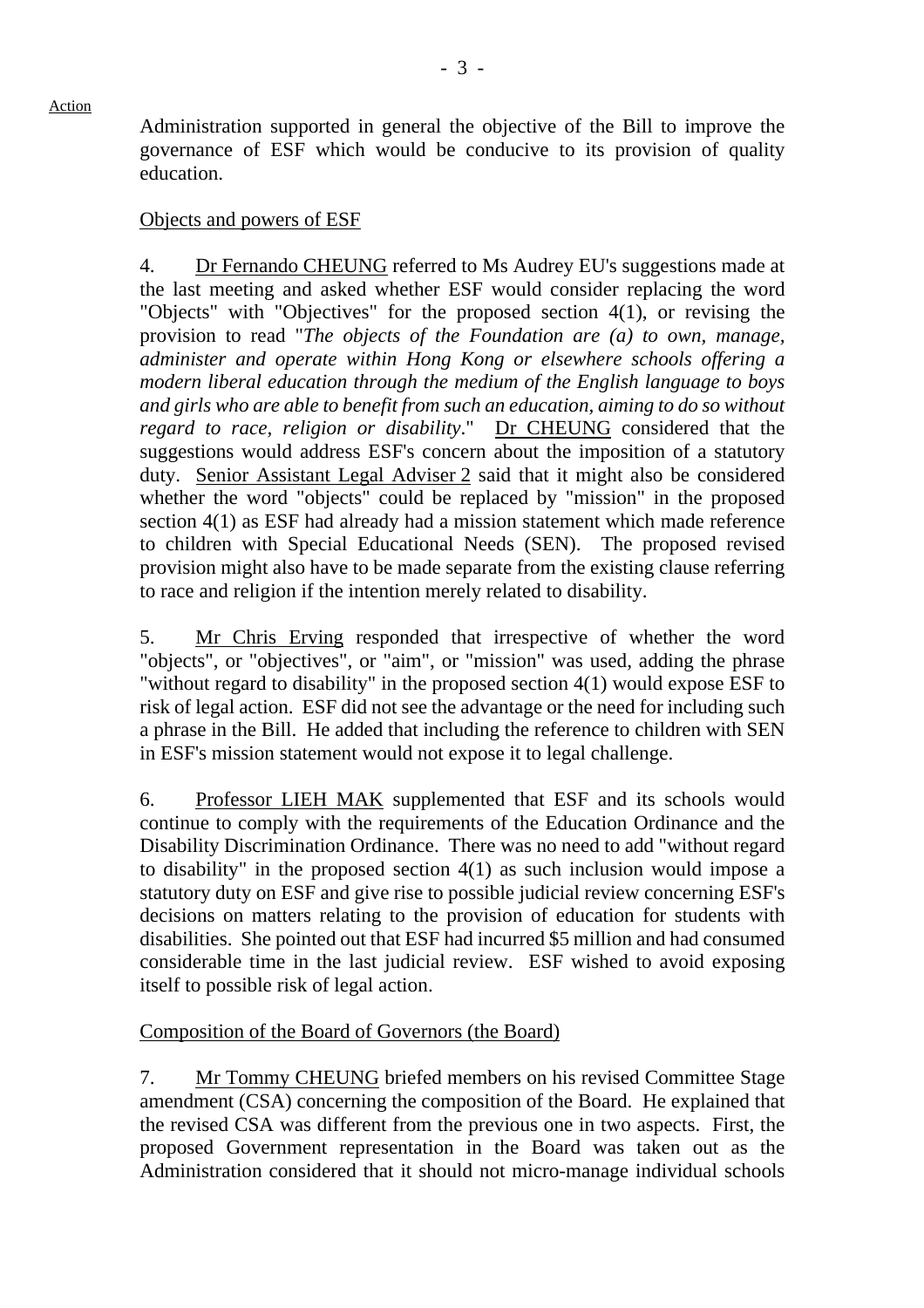Action

Administration supported in general the objective of the Bill to improve the governance of ESF which would be conducive to its provision of quality education.

Objects and powers of ESF

4. Dr Fernando CHEUNG referred to Ms Audrey EU's suggestions made at the last meeting and asked whether ESF would consider replacing the word "Objects" with "Objectives" for the proposed section 4(1), or revising the provision to read "*The objects of the Foundation are (a) to own, manage, administer and operate within Hong Kong or elsewhere schools offering a modern liberal education through the medium of the English language to boys and girls who are able to benefit from such an education, aiming to do so without regard to race, religion or disability*." Dr CHEUNG considered that the suggestions would address ESF's concern about the imposition of a statutory duty. Senior Assistant Legal Adviser 2 said that it might also be considered whether the word "objects" could be replaced by "mission" in the proposed section 4(1) as ESF had already had a mission statement which made reference to children with Special Educational Needs (SEN). The proposed revised provision might also have to be made separate from the existing clause referring to race and religion if the intention merely related to disability.

5. Mr Chris Erving responded that irrespective of whether the word "objects", or "objectives", or "aim", or "mission" was used, adding the phrase "without regard to disability" in the proposed section 4(1) would expose ESF to risk of legal action. ESF did not see the advantage or the need for including such a phrase in the Bill. He added that including the reference to children with SEN in ESF's mission statement would not expose it to legal challenge.

6. Professor LIEH MAK supplemented that ESF and its schools would continue to comply with the requirements of the Education Ordinance and the Disability Discrimination Ordinance. There was no need to add "without regard to disability" in the proposed section 4(1) as such inclusion would impose a statutory duty on ESF and give rise to possible judicial review concerning ESF's decisions on matters relating to the provision of education for students with disabilities. She pointed out that ESF had incurred $5 million and had consumed considerable time in the last judicial review. ESF wished to avoid exposing itself to possible risk of legal action.

Composition of the Board of Governors (the Board)

7. Mr Tommy CHEUNG briefed members on his revised Committee Stage amendment (CSA) concerning the composition of the Board. He explained that the revised CSA was different from the previous one in two aspects. First, the proposed Government representation in the Board was taken out as the Administration considered that it should not micro-manage individual schools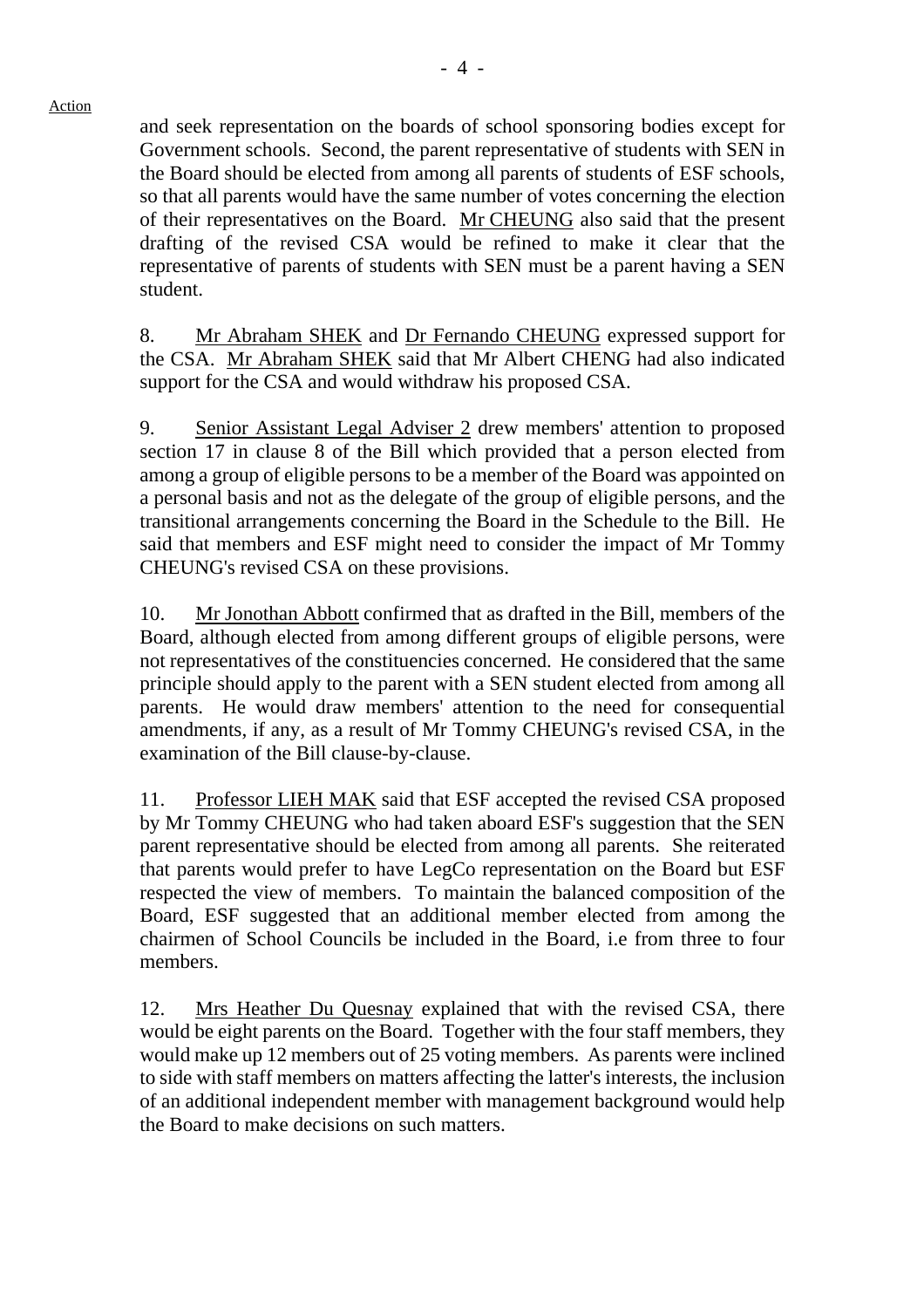and seek representation on the boards of school sponsoring bodies except for Government schools. Second, the parent representative of students with SEN in the Board should be elected from among all parents of students of ESF schools, so that all parents would have the same number of votes concerning the election of their representatives on the Board. Mr CHEUNG also said that the present drafting of the revised CSA would be refined to make it clear that the representative of parents of students with SEN must be a parent having a SEN student.

8. Mr Abraham SHEK and Dr Fernando CHEUNG expressed support for the CSA. Mr Abraham SHEK said that Mr Albert CHENG had also indicated support for the CSA and would withdraw his proposed CSA.

9. Senior Assistant Legal Adviser 2 drew members' attention to proposed section 17 in clause 8 of the Bill which provided that a person elected from among a group of eligible persons to be a member of the Board was appointed on a personal basis and not as the delegate of the group of eligible persons, and the transitional arrangements concerning the Board in the Schedule to the Bill. He said that members and ESF might need to consider the impact of Mr Tommy CHEUNG's revised CSA on these provisions.

10. Mr Jonothan Abbott confirmed that as drafted in the Bill, members of the Board, although elected from among different groups of eligible persons, were not representatives of the constituencies concerned. He considered that the same principle should apply to the parent with a SEN student elected from among all parents. He would draw members' attention to the need for consequential amendments, if any, as a result of Mr Tommy CHEUNG's revised CSA, in the examination of the Bill clause-by-clause.

11. Professor LIEH MAK said that ESF accepted the revised CSA proposed by Mr Tommy CHEUNG who had taken aboard ESF's suggestion that the SEN parent representative should be elected from among all parents. She reiterated that parents would prefer to have LegCo representation on the Board but ESF respected the view of members. To maintain the balanced composition of the Board, ESF suggested that an additional member elected from among the chairmen of School Councils be included in the Board, i.e from three to four members.

12. Mrs Heather Du Quesnay explained that with the revised CSA, there would be eight parents on the Board. Together with the four staff members, they would make up 12 members out of 25 voting members. As parents were inclined to side with staff members on matters affecting the latter's interests, the inclusion of an additional independent member with management background would help the Board to make decisions on such matters.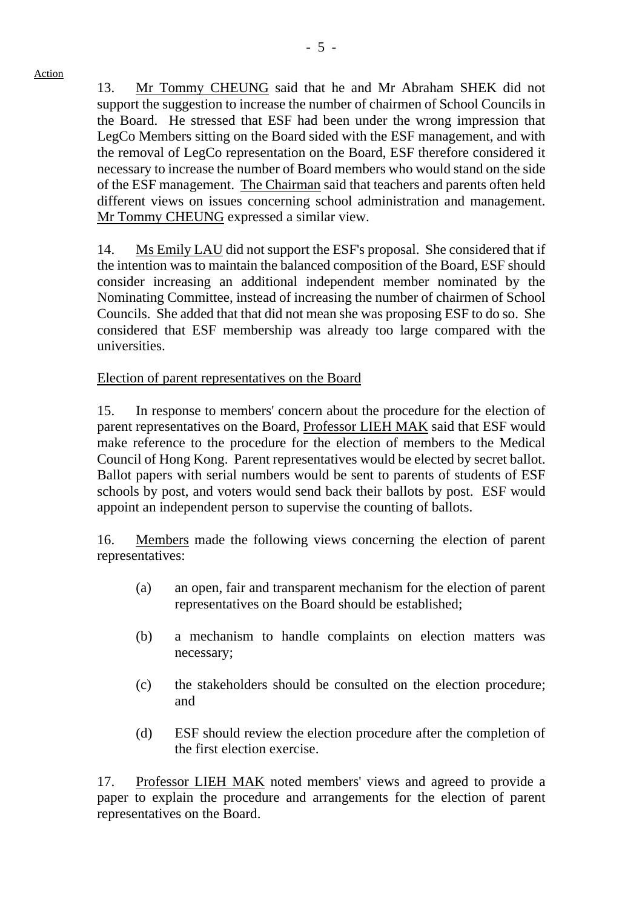13. Mr Tommy CHEUNG said that he and Mr Abraham SHEK did not support the suggestion to increase the number of chairmen of School Councils in the Board. He stressed that ESF had been under the wrong impression that LegCo Members sitting on the Board sided with the ESF management, and with the removal of LegCo representation on the Board, ESF therefore considered it necessary to increase the number of Board members who would stand on the side of the ESF management. The Chairman said that teachers and parents often held different views on issues concerning school administration and management. Mr Tommy CHEUNG expressed a similar view.

14. Ms Emily LAU did not support the ESF's proposal. She considered that if the intention was to maintain the balanced composition of the Board, ESF should consider increasing an additional independent member nominated by the Nominating Committee, instead of increasing the number of chairmen of School Councils. She added that that did not mean she was proposing ESF to do so. She considered that ESF membership was already too large compared with the universities.

Election of parent representatives on the Board

15. In response to members' concern about the procedure for the election of parent representatives on the Board, Professor LIEH MAK said that ESF would make reference to the procedure for the election of members to the Medical Council of Hong Kong. Parent representatives would be elected by secret ballot. Ballot papers with serial numbers would be sent to parents of students of ESF schools by post, and voters would send back their ballots by post. ESF would appoint an independent person to supervise the counting of ballots.

16. Members made the following views concerning the election of parent representatives:

(a) an open, fair and transparent mechanism for the election of parent representatives on the Board should be established;

(b) a mechanism to handle complaints on election matters was necessary;

(c) the stakeholders should be consulted on the election procedure; and

(d) ESF should review the election procedure after the completion of the first election exercise.

17. Professor LIEH MAK noted members' views and agreed to provide a paper to explain the procedure and arrangements for the election of parent representatives on the Board.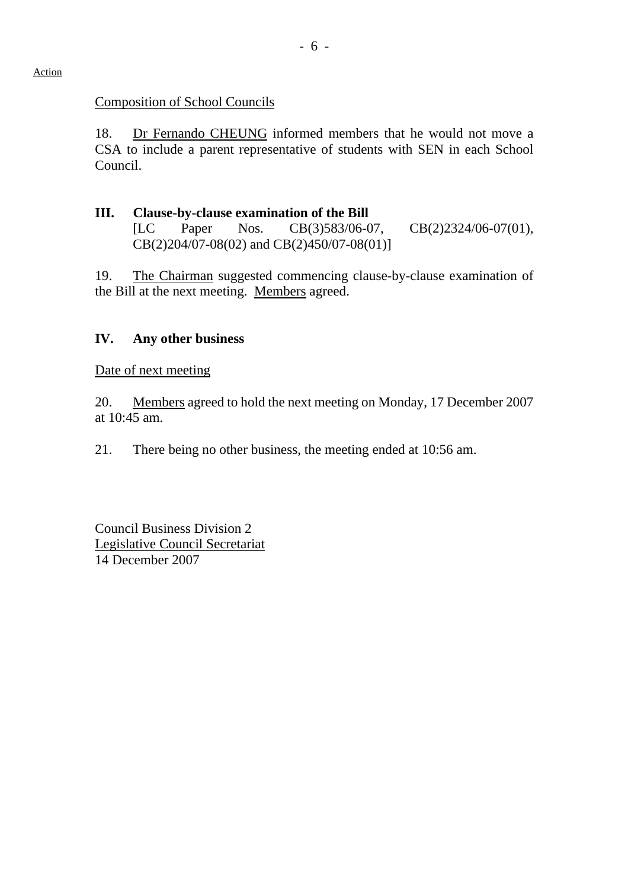Action

Composition of School Councils

18. Dr Fernando CHEUNG informed members that he would not move a CSA to include a parent representative of students with SEN in each School Council.

### III. Clause-by-clause examination of the Bill

[LC Paper Nos. CB(3)583/06-07, CB(2)2324/06-07(01), CB(2)204/07-08(02) and CB(2)450/07-08(01)]

19. The Chairman suggested commencing clause-by-clause examination of the Bill at the next meeting. Members agreed.

### IV. Any other business

Date of next meeting

20. Members agreed to hold the next meeting on Monday, 17 December 2007 at 10:45 am.

21. There being no other business, the meeting ended at 10:56 am.

Council Business Division 2
Legislative Council Secretariat
14 December 2007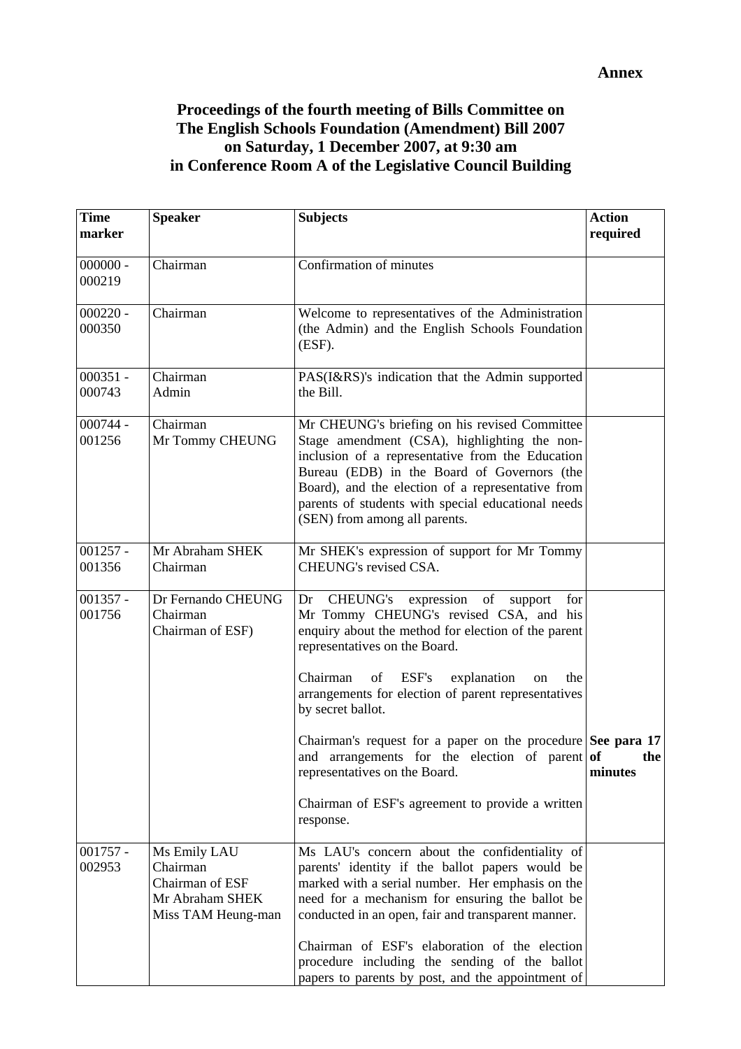**Annex**

# Proceedings of the fourth meeting of Bills Committee on The English Schools Foundation (Amendment) Bill 2007 on Saturday, 1 December 2007, at 9:30 am in Conference Room A of the Legislative Council Building

| Time marker | Speaker | Subjects | Action required |
|---|---|---|---|
| 000000 - 000219 | Chairman | Confirmation of minutes | |
| 000220 - 000350 | Chairman | Welcome to representatives of the Administration (the Admin) and the English Schools Foundation (ESF). | |
| 000351 - 000743 | Chairman<br>Admin | PAS(I&RS)'s indication that the Admin supported the Bill. | |
| 000744 - 001256 | Chairman<br>Mr Tommy CHEUNG | Mr CHEUNG's briefing on his revised Committee Stage amendment (CSA), highlighting the non-inclusion of a representative from the Education Bureau (EDB) in the Board of Governors (the Board), and the election of a representative from parents of students with special educational needs (SEN) from among all parents. | |
| 001257 - 001356 | Mr Abraham SHEK<br>Chairman | Mr SHEK's expression of support for Mr Tommy CHEUNG's revised CSA. | |
| 001357 - 001756 | Dr Fernando CHEUNG<br>Chairman<br>Chairman of ESF) | Dr CHEUNG's expression of support for Mr Tommy CHEUNG's revised CSA, and his enquiry about the method for election of the parent representatives on the Board.<br><br>Chairman of ESF's explanation on the arrangements for election of parent representatives by secret ballot.<br><br>Chairman's request for a paper on the procedure and arrangements for the election of parent representatives on the Board.<br><br>Chairman of ESF's agreement to provide a written response. | **See para 17 of the minutes** |
| 001757 - 002953 | Ms Emily LAU<br>Chairman<br>Chairman of ESF<br>Mr Abraham SHEK<br>Miss TAM Heung-man | Ms LAU's concern about the confidentiality of parents' identity if the ballot papers would be marked with a serial number. Her emphasis on the need for a mechanism for ensuring the ballot be conducted in an open, fair and transparent manner.<br><br>Chairman of ESF's elaboration of the election procedure including the sending of the ballot papers to parents by post, and the appointment of | |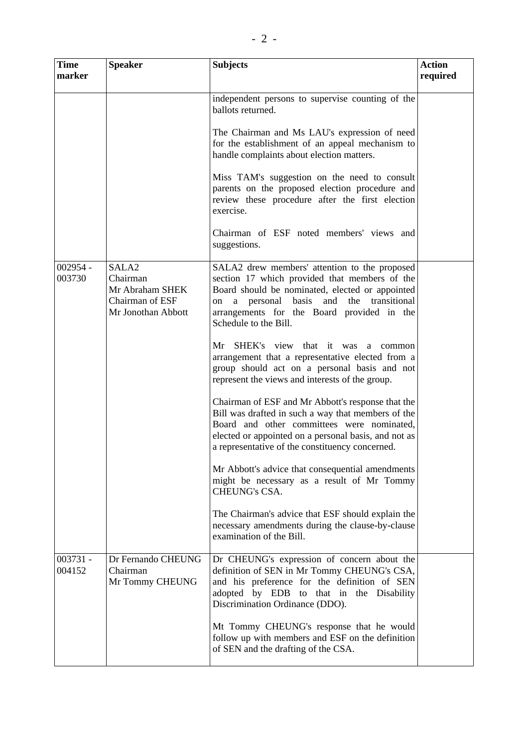| Time marker | Speaker | Subjects | Action required |
|---|---|---|---|
| | | independent persons to supervise counting of the ballots returned.<br><br>The Chairman and Ms LAU's expression of need for the establishment of an appeal mechanism to handle complaints about election matters.<br><br>Miss TAM's suggestion on the need to consult parents on the proposed election procedure and review these procedure after the first election exercise.<br><br>Chairman of ESF noted members' views and suggestions. | |
| 002954 - 003730 | SALA2<br>Chairman<br>Mr Abraham SHEK<br>Chairman of ESF<br>Mr Jonothan Abbott | SALA2 drew members' attention to the proposed section 17 which provided that members of the Board should be nominated, elected or appointed on a personal basis and the transitional arrangements for the Board provided in the Schedule to the Bill.<br><br>Mr SHEK's view that it was a common arrangement that a representative elected from a group should act on a personal basis and not represent the views and interests of the group.<br><br>Chairman of ESF and Mr Abbott's response that the Bill was drafted in such a way that members of the Board and other committees were nominated, elected or appointed on a personal basis, and not as a representative of the constituency concerned.<br><br>Mr Abbott's advice that consequential amendments might be necessary as a result of Mr Tommy CHEUNG's CSA.<br><br>The Chairman's advice that ESF should explain the necessary amendments during the clause-by-clause examination of the Bill. | |
| 003731 - 004152 | Dr Fernando CHEUNG<br>Chairman<br>Mr Tommy CHEUNG | Dr CHEUNG's expression of concern about the definition of SEN in Mr Tommy CHEUNG's CSA, and his preference for the definition of SEN adopted by EDB to that in the Disability Discrimination Ordinance (DDO).<br><br>Mt Tommy CHEUNG's response that he would follow up with members and ESF on the definition of SEN and the drafting of the CSA. | |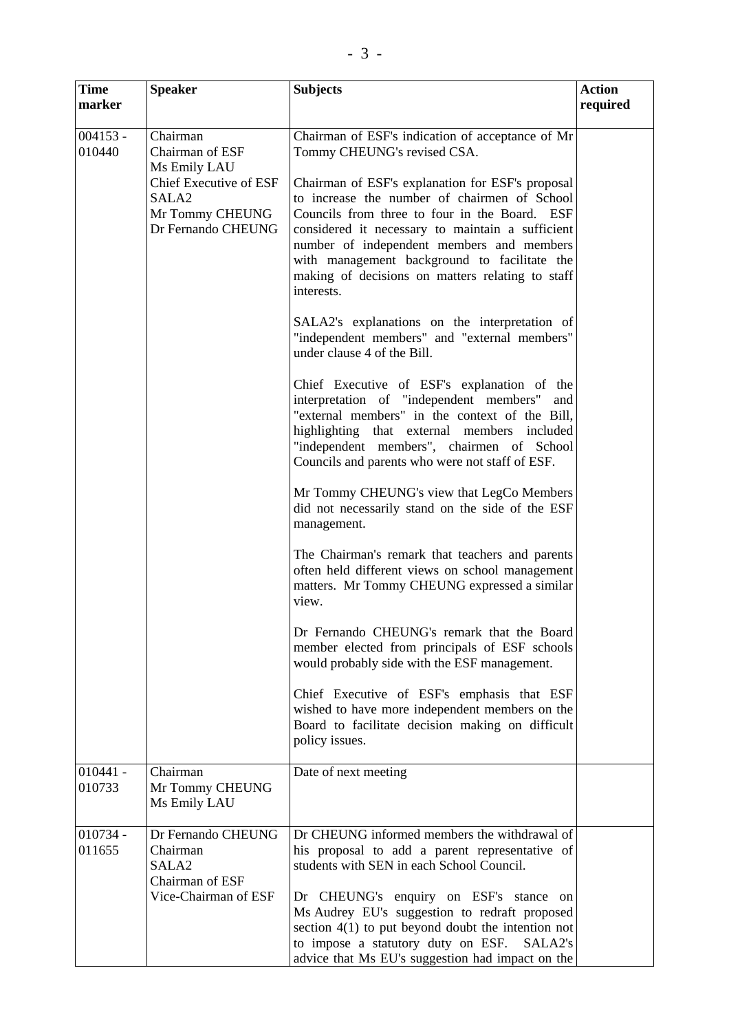| Time marker | Speaker | Subjects | Action required |
|---|---|---|---|
| 004153 - 010440 | Chairman<br>Chairman of ESF<br>Ms Emily LAU<br>Chief Executive of ESF<br>SALA2<br>Mr Tommy CHEUNG<br>Dr Fernando CHEUNG | Chairman of ESF's indication of acceptance of Mr Tommy CHEUNG's revised CSA.<br><br>Chairman of ESF's explanation for ESF's proposal to increase the number of chairmen of School Councils from three to four in the Board. ESF considered it necessary to maintain a sufficient number of independent members and members with management background to facilitate the making of decisions on matters relating to staff interests.<br><br>SALA2's explanations on the interpretation of "independent members" and "external members" under clause 4 of the Bill.<br><br>Chief Executive of ESF's explanation of the interpretation of "independent members" and "external members" in the context of the Bill, highlighting that external members included "independent members", chairmen of School Councils and parents who were not staff of ESF.<br><br>Mr Tommy CHEUNG's view that LegCo Members did not necessarily stand on the side of the ESF management.<br><br>The Chairman's remark that teachers and parents often held different views on school management matters. Mr Tommy CHEUNG expressed a similar view.<br><br>Dr Fernando CHEUNG's remark that the Board member elected from principals of ESF schools would probably side with the ESF management.<br><br>Chief Executive of ESF's emphasis that ESF wished to have more independent members on the Board to facilitate decision making on difficult policy issues. | |
| 010441 - 010733 | Chairman<br>Mr Tommy CHEUNG<br>Ms Emily LAU | Date of next meeting | |
| 010734 - 011655 | Dr Fernando CHEUNG<br>Chairman<br>SALA2<br>Chairman of ESF<br>Vice-Chairman of ESF | Dr CHEUNG informed members the withdrawal of his proposal to add a parent representative of students with SEN in each School Council.<br><br>Dr CHEUNG's enquiry on ESF's stance on Ms Audrey EU's suggestion to redraft proposed section 4(1) to put beyond doubt the intention not to impose a statutory duty on ESF. SALA2's advice that Ms EU's suggestion had impact on the | |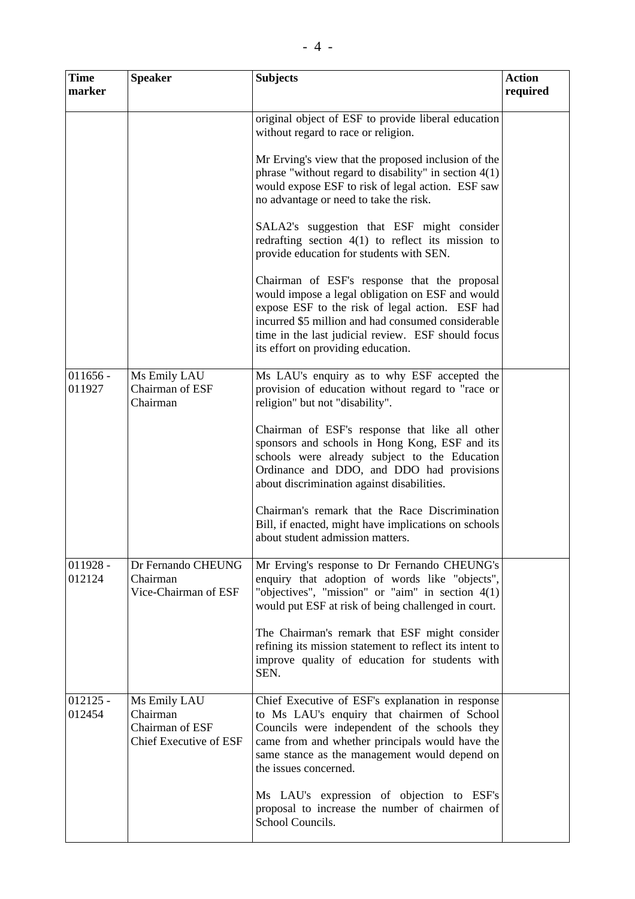| Time marker | Speaker | Subjects | Action required |
|---|---|---|---|
| | | original object of ESF to provide liberal education without regard to race or religion.<br><br>Mr Erving's view that the proposed inclusion of the phrase "without regard to disability" in section 4(1) would expose ESF to risk of legal action. ESF saw no advantage or need to take the risk.<br><br>SALA2's suggestion that ESF might consider redrafting section 4(1) to reflect its mission to provide education for students with SEN.<br><br>Chairman of ESF's response that the proposal would impose a legal obligation on ESF and would expose ESF to the risk of legal action. ESF had incurred $5 million and had consumed considerable time in the last judicial review. ESF should focus its effort on providing education. | |
| 011656 - 011927 | Ms Emily LAU<br>Chairman of ESF<br>Chairman | Ms LAU's enquiry as to why ESF accepted the provision of education without regard to "race or religion" but not "disability".<br><br>Chairman of ESF's response that like all other sponsors and schools in Hong Kong, ESF and its schools were already subject to the Education Ordinance and DDO, and DDO had provisions about discrimination against disabilities.<br><br>Chairman's remark that the Race Discrimination Bill, if enacted, might have implications on schools about student admission matters. | |
| 011928 - 012124 | Dr Fernando CHEUNG<br>Chairman<br>Vice-Chairman of ESF | Mr Erving's response to Dr Fernando CHEUNG's enquiry that adoption of words like "objects", "objectives", "mission" or "aim" in section 4(1) would put ESF at risk of being challenged in court.<br><br>The Chairman's remark that ESF might consider refining its mission statement to reflect its intent to improve quality of education for students with SEN. | |
| 012125 - 012454 | Ms Emily LAU<br>Chairman<br>Chairman of ESF<br>Chief Executive of ESF | Chief Executive of ESF's explanation in response to Ms LAU's enquiry that chairmen of School Councils were independent of the schools they came from and whether principals would have the same stance as the management would depend on the issues concerned.<br><br>Ms LAU's expression of objection to ESF's proposal to increase the number of chairmen of School Councils. | |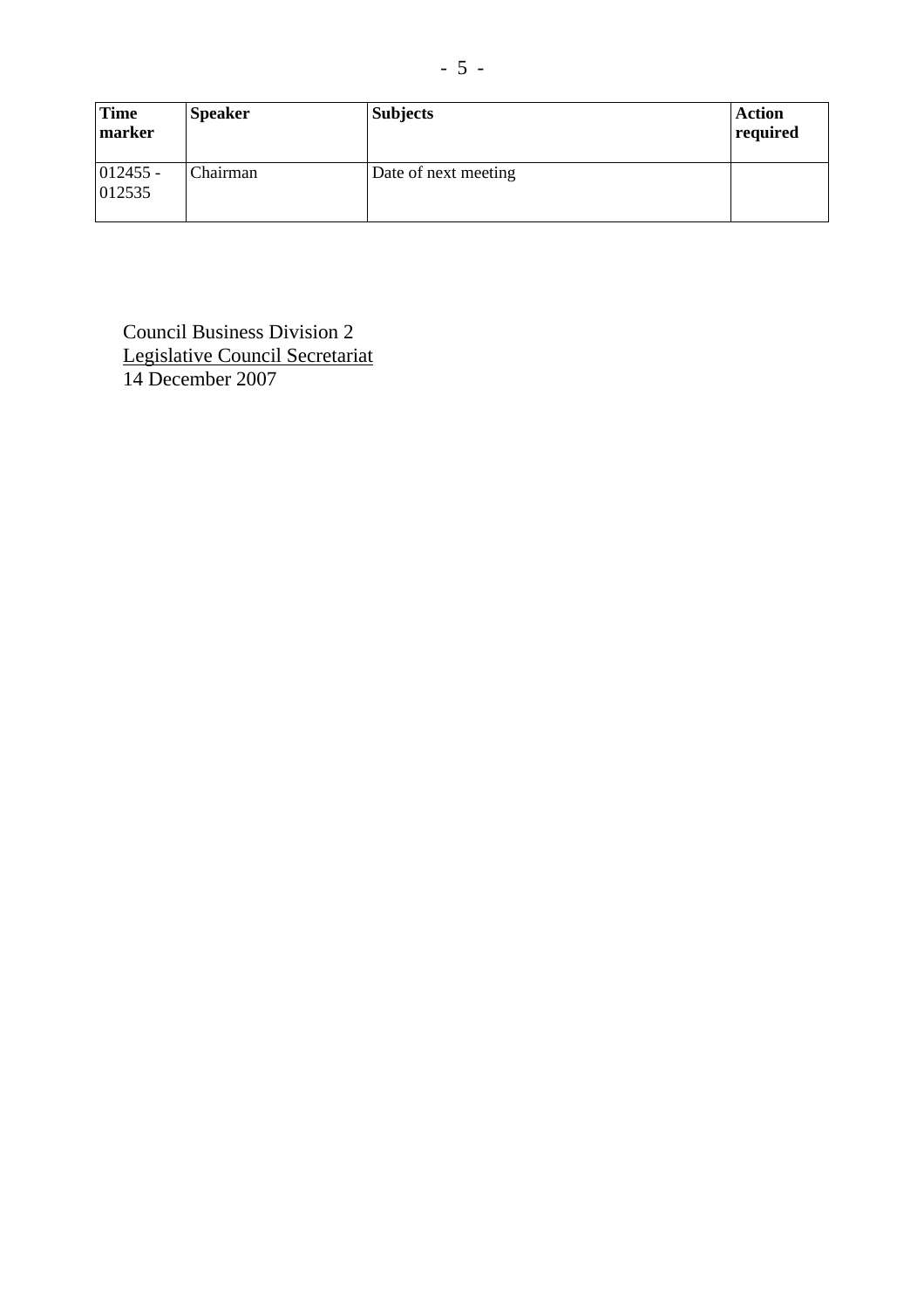| **Time marker** | **Speaker** | **Subjects** | **Action required** |
|---|---|---|---|
| 012455 - 012535 | Chairman | Date of next meeting | |

Council Business Division 2
Legislative Council Secretariat
14 December 2007